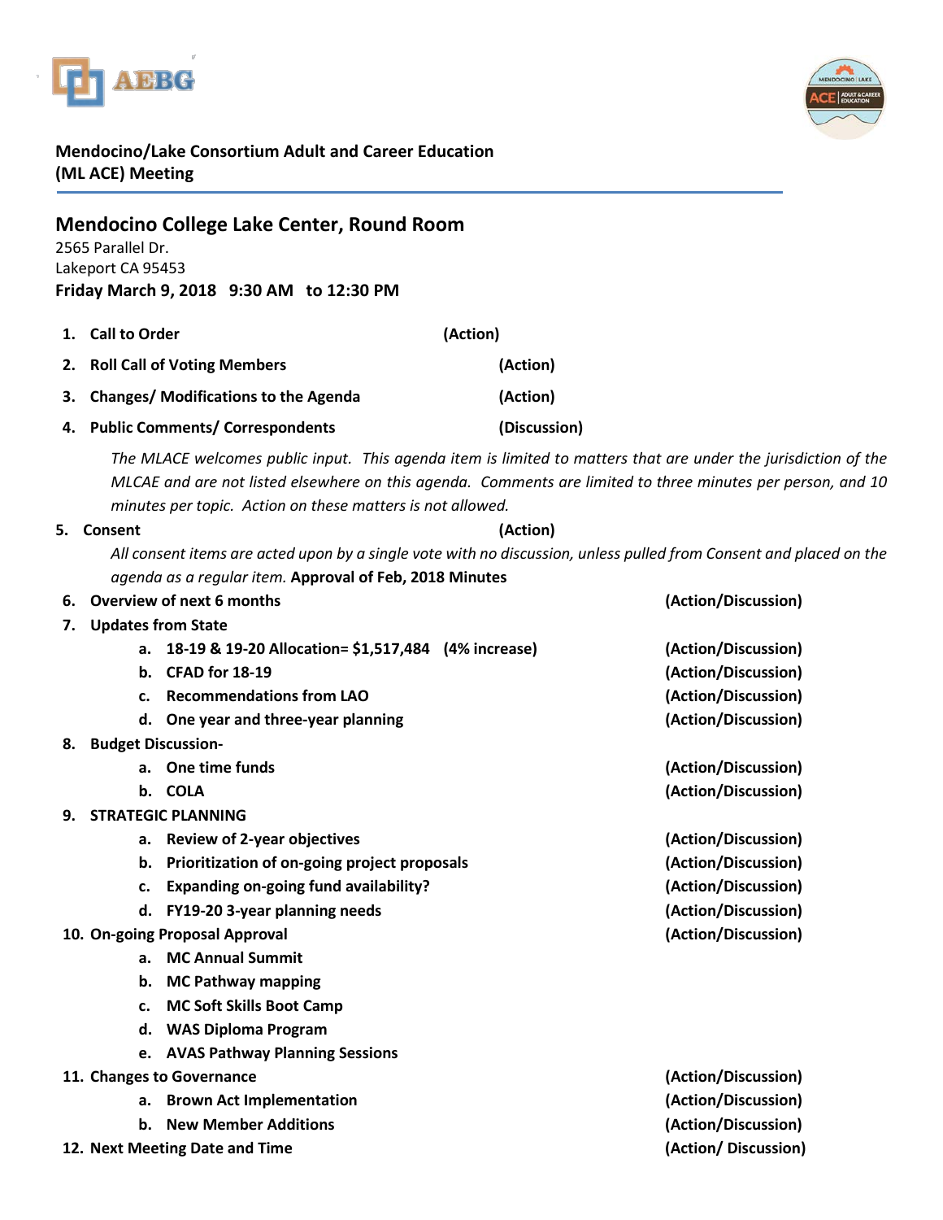# Mendocino/Lake Consortium Adult and Career Education (ML ACE) Meeting

## Mendocino College Lake Center, Round Room

2565 Parallel Dr.
Lakeport CA 95453

**Friday March 9, 2018 9:30 AM to 12:30 PM**

1. **Call to Order** **(Action)**
2. **Roll Call of Voting Members** **(Action)**
3. **Changes/ Modifications to the Agenda** **(Action)**
4. **Public Comments/ Correspondents** **(Discussion)**

   *The MLACE welcomes public input. This agenda item is limited to matters that are under the jurisdiction of the MLCAE and are not listed elsewhere on this agenda. Comments are limited to three minutes per person, and 10 minutes per topic. Action on these matters is not allowed.*

5. **Consent** **(Action)**

   *All consent items are acted upon by a single vote with no discussion, unless pulled from Consent and placed on the agenda as a regular item.* **Approval of Feb, 2018 Minutes**

6. **Overview of next 6 months** **(Action/Discussion)**
7. **Updates from State**
   a. **18-19 & 19-20 Allocation= $1,517,484 (4% increase)** **(Action/Discussion)**
   b. **CFAD for 18-19** **(Action/Discussion)**
   c. **Recommendations from LAO** **(Action/Discussion)**
   d. **One year and three-year planning** **(Action/Discussion)**
8. **Budget Discussion-**
   a. **One time funds** **(Action/Discussion)**
   b. **COLA** **(Action/Discussion)**
9. **STRATEGIC PLANNING**
   a. **Review of 2-year objectives** **(Action/Discussion)**
   b. **Prioritization of on-going project proposals** **(Action/Discussion)**
   c. **Expanding on-going fund availability?** **(Action/Discussion)**
   d. **FY19-20 3-year planning needs** **(Action/Discussion)**
10. **On-going Proposal Approval** **(Action/Discussion)**
    a. **MC Annual Summit**
    b. **MC Pathway mapping**
    c. **MC Soft Skills Boot Camp**
    d. **WAS Diploma Program**
    e. **AVAS Pathway Planning Sessions**
11. **Changes to Governance** **(Action/Discussion)**
    a. **Brown Act Implementation** **(Action/Discussion)**
    b. **New Member Additions** **(Action/Discussion)**
12. **Next Meeting Date and Time** **(Action/ Discussion)**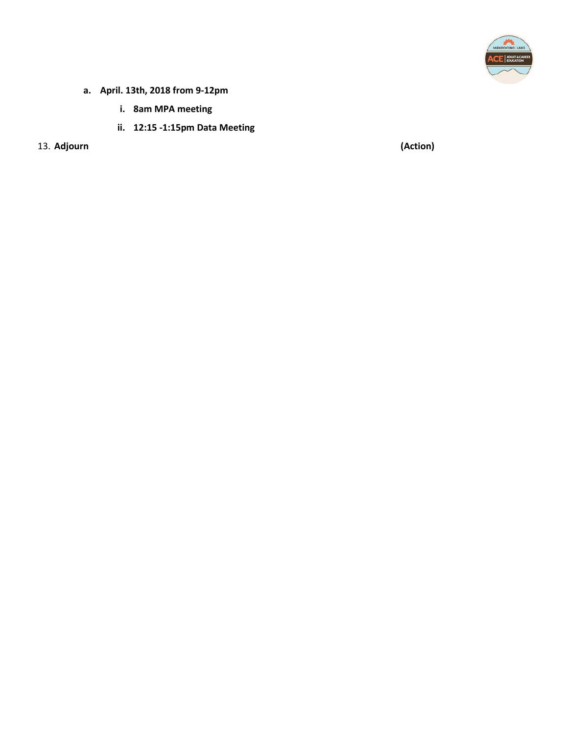a. **April. 13th, 2018 from 9-12pm**
    i. **8am MPA meeting**
    ii. **12:15 -1:15pm Data Meeting**

13. **Adjourn** **(Action)**